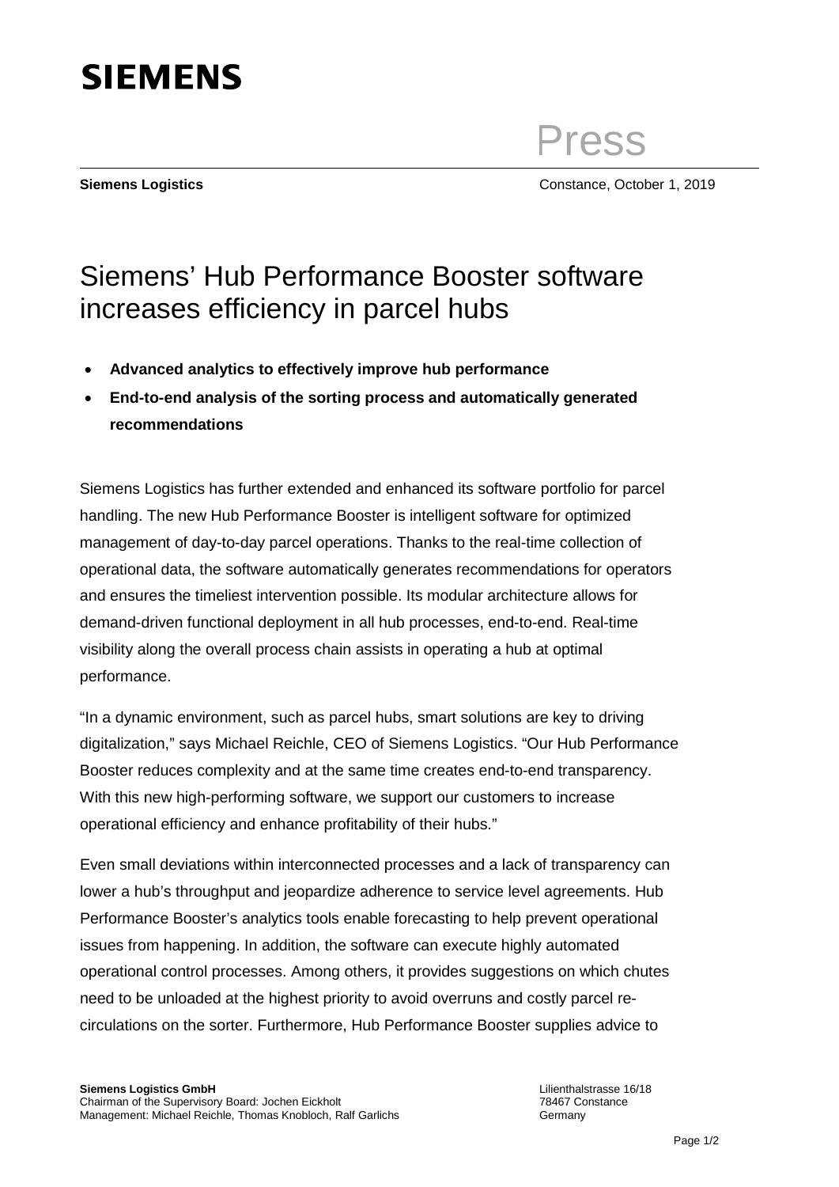**SIEMENS**

Press

**Siemens Logistics** Constance, October 1, 2019

# Siemens' Hub Performance Booster software increases efficiency in parcel hubs

- **Advanced analytics to effectively improve hub performance**
- **End-to-end analysis of the sorting process and automatically generated recommendations**

Siemens Logistics has further extended and enhanced its software portfolio for parcel handling. The new Hub Performance Booster is intelligent software for optimized management of day-to-day parcel operations. Thanks to the real-time collection of operational data, the software automatically generates recommendations for operators and ensures the timeliest intervention possible. Its modular architecture allows for demand-driven functional deployment in all hub processes, end-to-end. Real-time visibility along the overall process chain assists in operating a hub at optimal performance.

"In a dynamic environment, such as parcel hubs, smart solutions are key to driving digitalization," says Michael Reichle, CEO of Siemens Logistics. "Our Hub Performance Booster reduces complexity and at the same time creates end-to-end transparency. With this new high-performing software, we support our customers to increase operational efficiency and enhance profitability of their hubs."

Even small deviations within interconnected processes and a lack of transparency can lower a hub's throughput and jeopardize adherence to service level agreements. Hub Performance Booster's analytics tools enable forecasting to help prevent operational issues from happening. In addition, the software can execute highly automated operational control processes. Among others, it provides suggestions on which chutes need to be unloaded at the highest priority to avoid overruns and costly parcel re-circulations on the sorter. Furthermore, Hub Performance Booster supplies advice to

**Siemens Logistics GmbH**
Chairman of the Supervisory Board: Jochen Eickholt
Management: Michael Reichle, Thomas Knobloch, Ralf Garlichs

Lilienthalstrasse 16/18
78467 Constance
Germany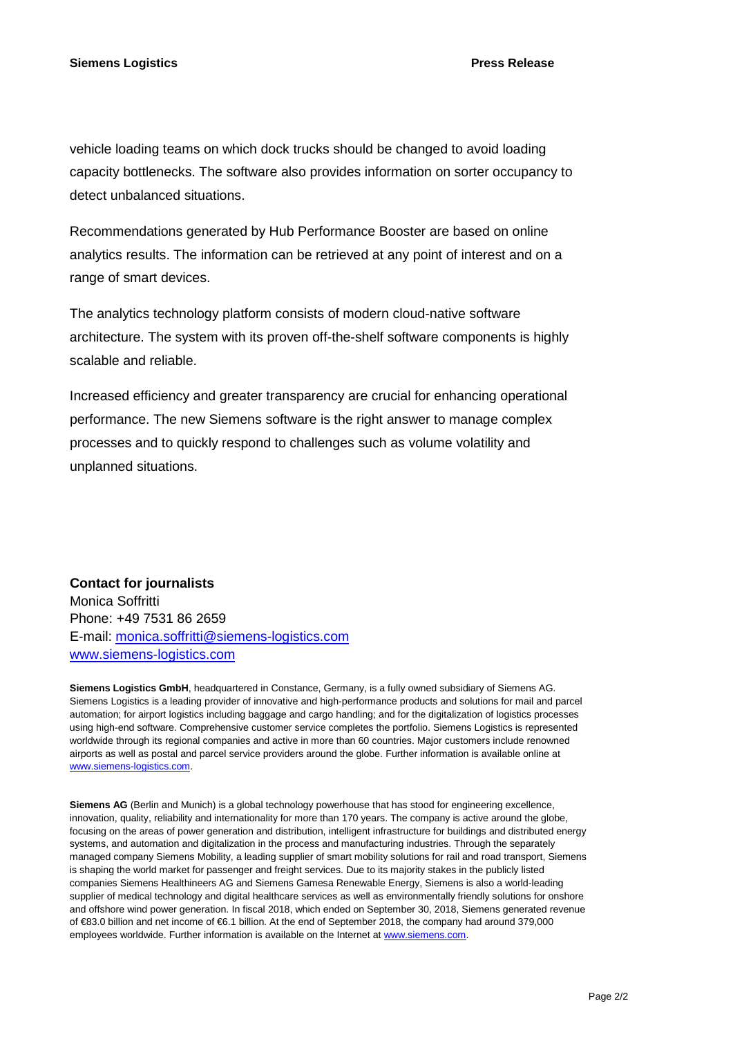vehicle loading teams on which dock trucks should be changed to avoid loading capacity bottlenecks. The software also provides information on sorter occupancy to detect unbalanced situations.

Recommendations generated by Hub Performance Booster are based on online analytics results. The information can be retrieved at any point of interest and on a range of smart devices.

The analytics technology platform consists of modern cloud-native software architecture. The system with its proven off-the-shelf software components is highly scalable and reliable.

Increased efficiency and greater transparency are crucial for enhancing operational performance. The new Siemens software is the right answer to manage complex processes and to quickly respond to challenges such as volume volatility and unplanned situations.

**Contact for journalists**
Monica Soffritti
Phone: +49 7531 86 2659
E-mail: monica.soffritti@siemens-logistics.com
www.siemens-logistics.com

**Siemens Logistics GmbH**, headquartered in Constance, Germany, is a fully owned subsidiary of Siemens AG. Siemens Logistics is a leading provider of innovative and high-performance products and solutions for mail and parcel automation; for airport logistics including baggage and cargo handling; and for the digitalization of logistics processes using high-end software. Comprehensive customer service completes the portfolio. Siemens Logistics is represented worldwide through its regional companies and active in more than 60 countries. Major customers include renowned airports as well as postal and parcel service providers around the globe. Further information is available online at www.siemens-logistics.com.

**Siemens AG** (Berlin and Munich) is a global technology powerhouse that has stood for engineering excellence, innovation, quality, reliability and internationality for more than 170 years. The company is active around the globe, focusing on the areas of power generation and distribution, intelligent infrastructure for buildings and distributed energy systems, and automation and digitalization in the process and manufacturing industries. Through the separately managed company Siemens Mobility, a leading supplier of smart mobility solutions for rail and road transport, Siemens is shaping the world market for passenger and freight services. Due to its majority stakes in the publicly listed companies Siemens Healthineers AG and Siemens Gamesa Renewable Energy, Siemens is also a world-leading supplier of medical technology and digital healthcare services as well as environmentally friendly solutions for onshore and offshore wind power generation. In fiscal 2018, which ended on September 30, 2018, Siemens generated revenue of €83.0 billion and net income of €6.1 billion. At the end of September 2018, the company had around 379,000 employees worldwide. Further information is available on the Internet at www.siemens.com.